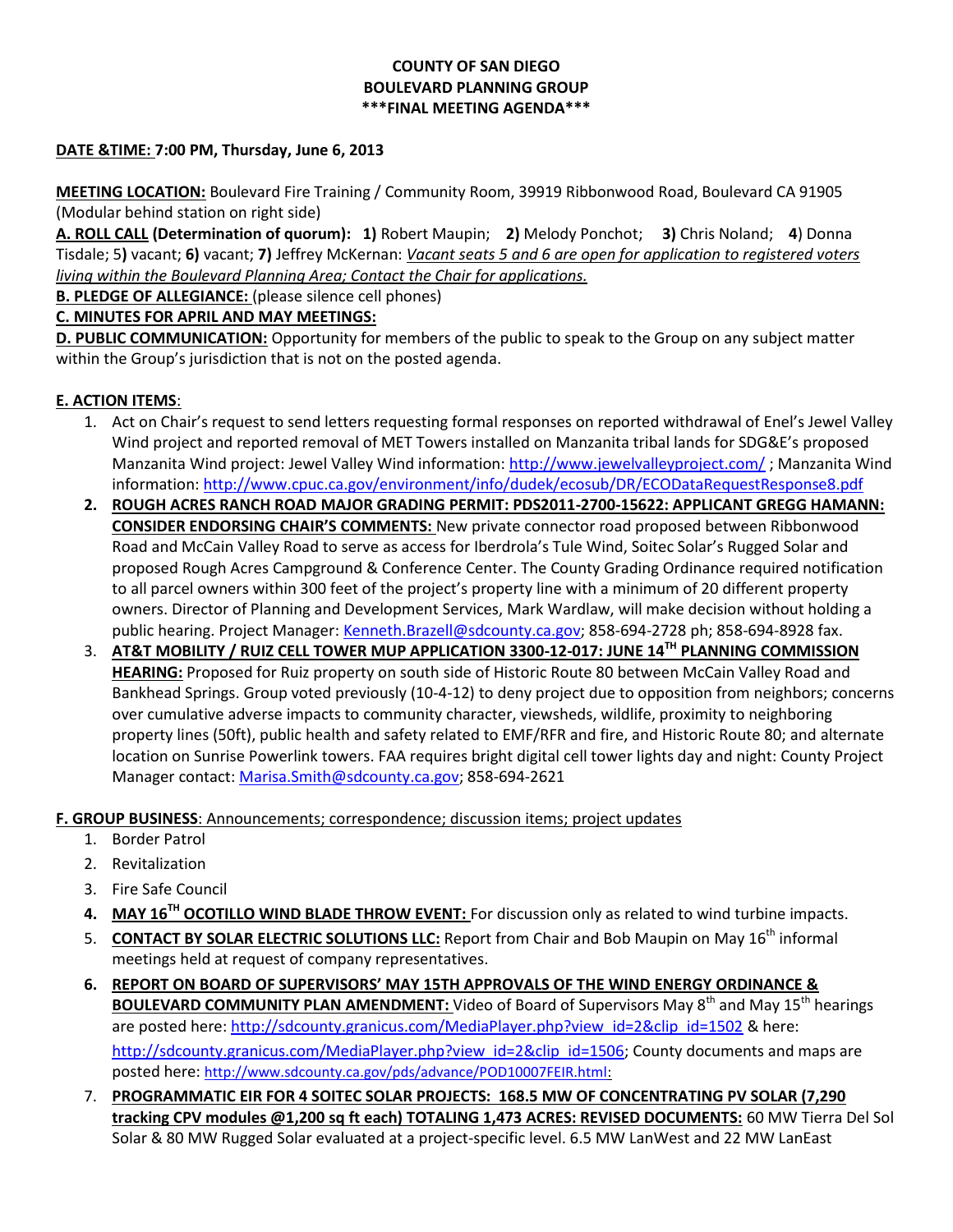**COUNTY OF SAN DIEGO**
**BOULEVARD PLANNING GROUP**
**\*\*\*FINAL MEETING AGENDA\*\*\***

**DATE &TIME: 7:00 PM, Thursday, June 6, 2013**

**MEETING LOCATION:** Boulevard Fire Training / Community Room, 39919 Ribbonwood Road, Boulevard CA 91905 (Modular behind station on right side)

**A. ROLL CALL (Determination of quorum): 1)** Robert Maupin; **2)** Melody Ponchot; **3)** Chris Noland; **4**) Donna Tisdale; 5**)** vacant; **6)** vacant; **7)** Jeffrey McKernan: *Vacant seats 5 and 6 are open for application to registered voters living within the Boulevard Planning Area; Contact the Chair for applications.*

**B. PLEDGE OF ALLEGIANCE:** (please silence cell phones)

**C. MINUTES FOR APRIL AND MAY MEETINGS:**

**D. PUBLIC COMMUNICATION:** Opportunity for members of the public to speak to the Group on any subject matter within the Group's jurisdiction that is not on the posted agenda.

**E. ACTION ITEMS**:

1. Act on Chair's request to send letters requesting formal responses on reported withdrawal of Enel's Jewel Valley Wind project and reported removal of MET Towers installed on Manzanita tribal lands for SDG&E's proposed Manzanita Wind project: Jewel Valley Wind information: http://www.jewelvalleyproject.com/ ; Manzanita Wind information: http://www.cpuc.ca.gov/environment/info/dudek/ecosub/DR/ECODataRequestResponse8.pdf
2. **ROUGH ACRES RANCH ROAD MAJOR GRADING PERMIT: PDS2011-2700-15622: APPLICANT GREGG HAMANN: CONSIDER ENDORSING CHAIR'S COMMENTS:** New private connector road proposed between Ribbonwood Road and McCain Valley Road to serve as access for Iberdrola's Tule Wind, Soitec Solar's Rugged Solar and proposed Rough Acres Campground & Conference Center. The County Grading Ordinance required notification to all parcel owners within 300 feet of the project's property line with a minimum of 20 different property owners. Director of Planning and Development Services, Mark Wardlaw, will make decision without holding a public hearing. Project Manager: Kenneth.Brazell@sdcounty.ca.gov; 858-694-2728 ph; 858-694-8928 fax.
3. **AT&T MOBILITY / RUIZ CELL TOWER MUP APPLICATION 3300-12-017: JUNE 14TH PLANNING COMMISSION HEARING:** Proposed for Ruiz property on south side of Historic Route 80 between McCain Valley Road and Bankhead Springs. Group voted previously (10-4-12) to deny project due to opposition from neighbors; concerns over cumulative adverse impacts to community character, viewsheds, wildlife, proximity to neighboring property lines (50ft), public health and safety related to EMF/RFR and fire, and Historic Route 80; and alternate location on Sunrise Powerlink towers. FAA requires bright digital cell tower lights day and night: County Project Manager contact: Marisa.Smith@sdcounty.ca.gov; 858-694-2621

**F. GROUP BUSINESS**: Announcements; correspondence; discussion items; project updates

1. Border Patrol
2. Revitalization
3. Fire Safe Council
4. **MAY 16TH OCOTILLO WIND BLADE THROW EVENT:** For discussion only as related to wind turbine impacts.
5. **CONTACT BY SOLAR ELECTRIC SOLUTIONS LLC:** Report from Chair and Bob Maupin on May 16th informal meetings held at request of company representatives.
6. **REPORT ON BOARD OF SUPERVISORS' MAY 15TH APPROVALS OF THE WIND ENERGY ORDINANCE & BOULEVARD COMMUNITY PLAN AMENDMENT:** Video of Board of Supervisors May 8th and May 15th hearings are posted here: http://sdcounty.granicus.com/MediaPlayer.php?view_id=2&clip_id=1502 & here: http://sdcounty.granicus.com/MediaPlayer.php?view_id=2&clip_id=1506; County documents and maps are posted here: http://www.sdcounty.ca.gov/pds/advance/POD10007FEIR.html:
7. **PROGRAMMATIC EIR FOR 4 SOITEC SOLAR PROJECTS: 168.5 MW OF CONCENTRATING PV SOLAR (7,290 tracking CPV modules @1,200 sq ft each) TOTALING 1,473 ACRES: REVISED DOCUMENTS:** 60 MW Tierra Del Sol Solar & 80 MW Rugged Solar evaluated at a project-specific level. 6.5 MW LanWest and 22 MW LanEast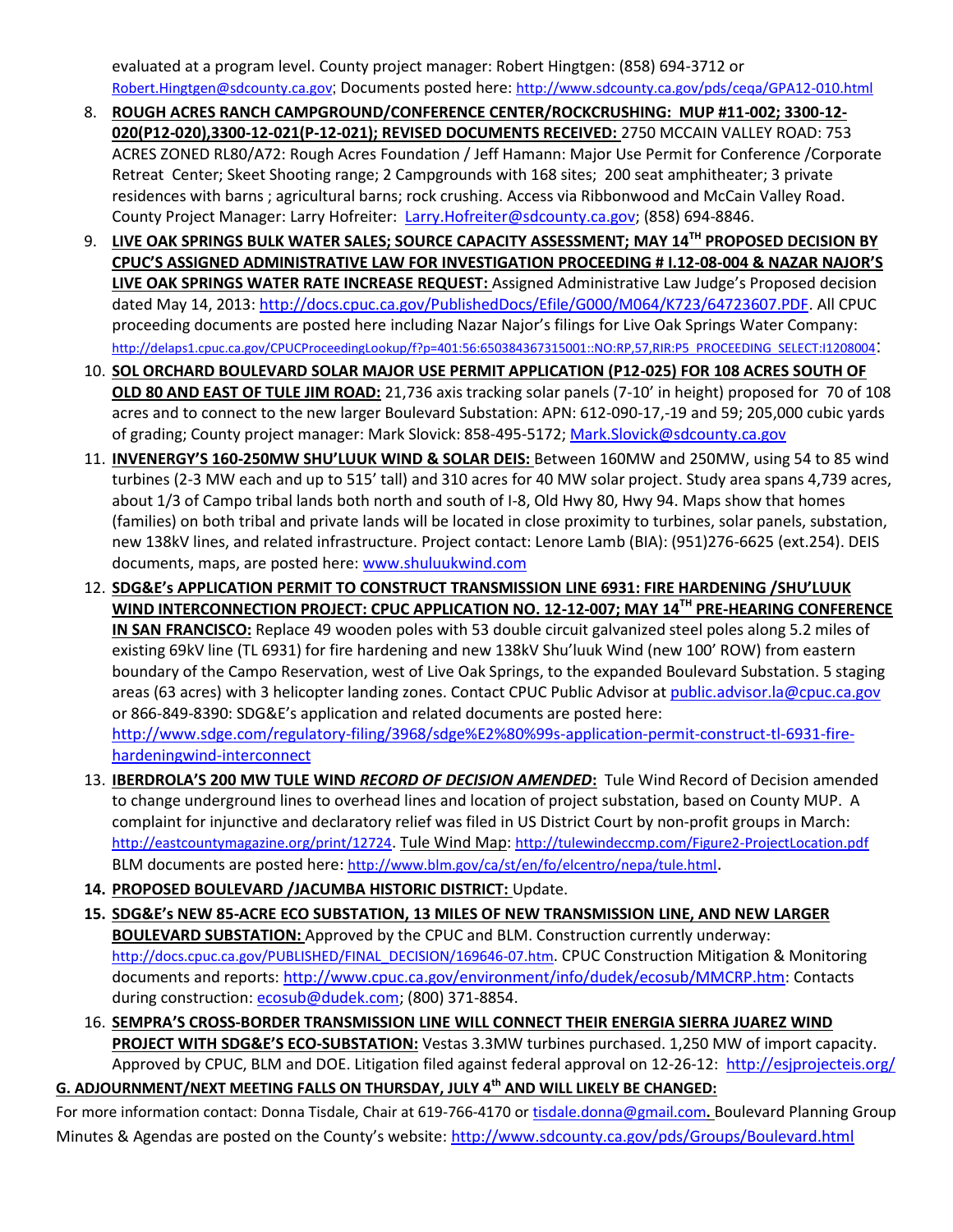evaluated at a program level. County project manager: Robert Hingtgen: (858) 694-3712 or Robert.Hingtgen@sdcounty.ca.gov; Documents posted here: http://www.sdcounty.ca.gov/pds/ceqa/GPA12-010.html

8. **ROUGH ACRES RANCH CAMPGROUND/CONFERENCE CENTER/ROCKCRUSHING: MUP #11-002; 3300-12-020(P12-020),3300-12-021(P-12-021); REVISED DOCUMENTS RECEIVED:** 2750 MCCAIN VALLEY ROAD: 753 ACRES ZONED RL80/A72: Rough Acres Foundation / Jeff Hamann: Major Use Permit for Conference /Corporate Retreat Center; Skeet Shooting range; 2 Campgrounds with 168 sites; 200 seat amphitheater; 3 private residences with barns ; agricultural barns; rock crushing. Access via Ribbonwood and McCain Valley Road. County Project Manager: Larry Hofreiter: Larry.Hofreiter@sdcounty.ca.gov; (858) 694-8846.
9. **LIVE OAK SPRINGS BULK WATER SALES; SOURCE CAPACITY ASSESSMENT; MAY 14TH PROPOSED DECISION BY CPUC'S ASSIGNED ADMINISTRATIVE LAW FOR INVESTIGATION PROCEEDING # I.12-08-004 & NAZAR NAJOR'S LIVE OAK SPRINGS WATER RATE INCREASE REQUEST:** Assigned Administrative Law Judge's Proposed decision dated May 14, 2013: http://docs.cpuc.ca.gov/PublishedDocs/Efile/G000/M064/K723/64723607.PDF. All CPUC proceeding documents are posted here including Nazar Najor's filings for Live Oak Springs Water Company: http://delaps1.cpuc.ca.gov/CPUCProceedingLookup/f?p=401:56:650384367315001::NO:RP,57,RIR:P5_PROCEEDING_SELECT:I1208004:
10. **SOL ORCHARD BOULEVARD SOLAR MAJOR USE PERMIT APPLICATION (P12-025) FOR 108 ACRES SOUTH OF OLD 80 AND EAST OF TULE JIM ROAD:** 21,736 axis tracking solar panels (7-10' in height) proposed for 70 of 108 acres and to connect to the new larger Boulevard Substation: APN: 612-090-17,-19 and 59; 205,000 cubic yards of grading; County project manager: Mark Slovick: 858-495-5172; Mark.Slovick@sdcounty.ca.gov
11. **INVENERGY'S 160-250MW SHU'LUUK WIND & SOLAR DEIS:** Between 160MW and 250MW, using 54 to 85 wind turbines (2-3 MW each and up to 515' tall) and 310 acres for 40 MW solar project. Study area spans 4,739 acres, about 1/3 of Campo tribal lands both north and south of I-8, Old Hwy 80, Hwy 94. Maps show that homes (families) on both tribal and private lands will be located in close proximity to turbines, solar panels, substation, new 138kV lines, and related infrastructure. Project contact: Lenore Lamb (BIA): (951)276-6625 (ext.254). DEIS documents, maps, are posted here: www.shuluukwind.com
12. **SDG&E's APPLICATION PERMIT TO CONSTRUCT TRANSMISSION LINE 6931: FIRE HARDENING /SHU'LUUK WIND INTERCONNECTION PROJECT: CPUC APPLICATION NO. 12-12-007; MAY 14TH PRE-HEARING CONFERENCE IN SAN FRANCISCO:** Replace 49 wooden poles with 53 double circuit galvanized steel poles along 5.2 miles of existing 69kV line (TL 6931) for fire hardening and new 138kV Shu'luuk Wind (new 100' ROW) from eastern boundary of the Campo Reservation, west of Live Oak Springs, to the expanded Boulevard Substation. 5 staging areas (63 acres) with 3 helicopter landing zones. Contact CPUC Public Advisor at public.advisor.la@cpuc.ca.gov or 866-849-8390: SDG&E's application and related documents are posted here: http://www.sdge.com/regulatory-filing/3968/sdge%E2%80%99s-application-permit-construct-tl-6931-fire-hardeningwind-interconnect
13. **IBERDROLA'S 200 MW TULE WIND *RECORD OF DECISION AMENDED*:** Tule Wind Record of Decision amended to change underground lines to overhead lines and location of project substation, based on County MUP. A complaint for injunctive and declaratory relief was filed in US District Court by non-profit groups in March: http://eastcountymagazine.org/print/12724. Tule Wind Map: http://tulewindeccmp.com/Figure2-ProjectLocation.pdf BLM documents are posted here: http://www.blm.gov/ca/st/en/fo/elcentro/nepa/tule.html.
14. **PROPOSED BOULEVARD /JACUMBA HISTORIC DISTRICT:** Update.
15. **SDG&E's NEW 85-ACRE ECO SUBSTATION, 13 MILES OF NEW TRANSMISSION LINE, AND NEW LARGER BOULEVARD SUBSTATION:** Approved by the CPUC and BLM. Construction currently underway: http://docs.cpuc.ca.gov/PUBLISHED/FINAL_DECISION/169646-07.htm. CPUC Construction Mitigation & Monitoring documents and reports: http://www.cpuc.ca.gov/environment/info/dudek/ecosub/MMCRP.htm: Contacts during construction: ecosub@dudek.com; (800) 371-8854.
16. **SEMPRA'S CROSS-BORDER TRANSMISSION LINE WILL CONNECT THEIR ENERGIA SIERRA JUAREZ WIND PROJECT WITH SDG&E'S ECO-SUBSTATION:** Vestas 3.3MW turbines purchased. 1,250 MW of import capacity. Approved by CPUC, BLM and DOE. Litigation filed against federal approval on 12-26-12: http://esjprojecteis.org/

**G. ADJOURNMENT/NEXT MEETING FALLS ON THURSDAY, JULY 4th AND WILL LIKELY BE CHANGED:**

For more information contact: Donna Tisdale, Chair at 619-766-4170 or tisdale.donna@gmail.com**.** Boulevard Planning Group Minutes & Agendas are posted on the County's website: http://www.sdcounty.ca.gov/pds/Groups/Boulevard.html